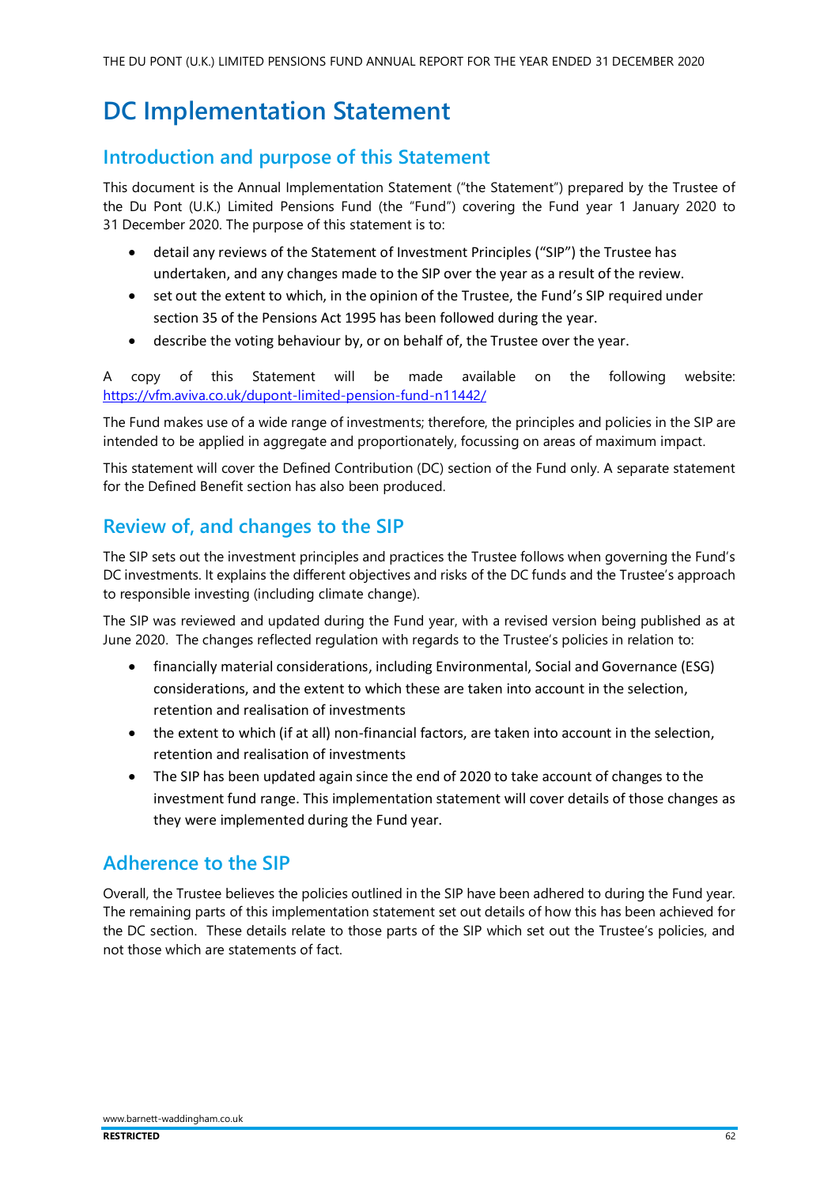# DC Implementation Statement

## Introduction and purpose of this Statement

This document is the Annual Implementation Statement ("the Statement") prepared by the Trustee of the Du Pont (U.K.) Limited Pensions Fund (the "Fund") covering the Fund year 1 January 2020 to 31 December 2020. The purpose of this statement is to:

- detail any reviews of the Statement of Investment Principles ("SIP") the Trustee has undertaken, and any changes made to the SIP over the year as a result of the review.
- set out the extent to which, in the opinion of the Trustee, the Fund's SIP required under section 35 of the Pensions Act 1995 has been followed during the year.
- describe the voting behaviour by, or on behalf of, the Trustee over the year.

A copy of this Statement will be made available on the following website: https://vfm.aviva.co.uk/dupont-limited-pension-fund-n11442/

The Fund makes use of a wide range of investments; therefore, the principles and policies in the SIP are intended to be applied in aggregate and proportionately, focussing on areas of maximum impact.

This statement will cover the Defined Contribution (DC) section of the Fund only. A separate statement for the Defined Benefit section has also been produced.

## Review of, and changes to the SIP

The SIP sets out the investment principles and practices the Trustee follows when governing the Fund's DC investments. It explains the different objectives and risks of the DC funds and the Trustee's approach to responsible investing (including climate change).

The SIP was reviewed and updated during the Fund year, with a revised version being published as at June 2020. The changes reflected regulation with regards to the Trustee's policies in relation to:

- financially material considerations, including Environmental, Social and Governance (ESG) considerations, and the extent to which these are taken into account in the selection, retention and realisation of investments
- the extent to which (if at all) non-financial factors, are taken into account in the selection, retention and realisation of investments
- The SIP has been updated again since the end of 2020 to take account of changes to the investment fund range. This implementation statement will cover details of those changes as they were implemented during the Fund year.

## Adherence to the SIP

Overall, the Trustee believes the policies outlined in the SIP have been adhered to during the Fund year. The remaining parts of this implementation statement set out details of how this has been achieved for the DC section. These details relate to those parts of the SIP which set out the Trustee's policies, and not those which are statements of fact.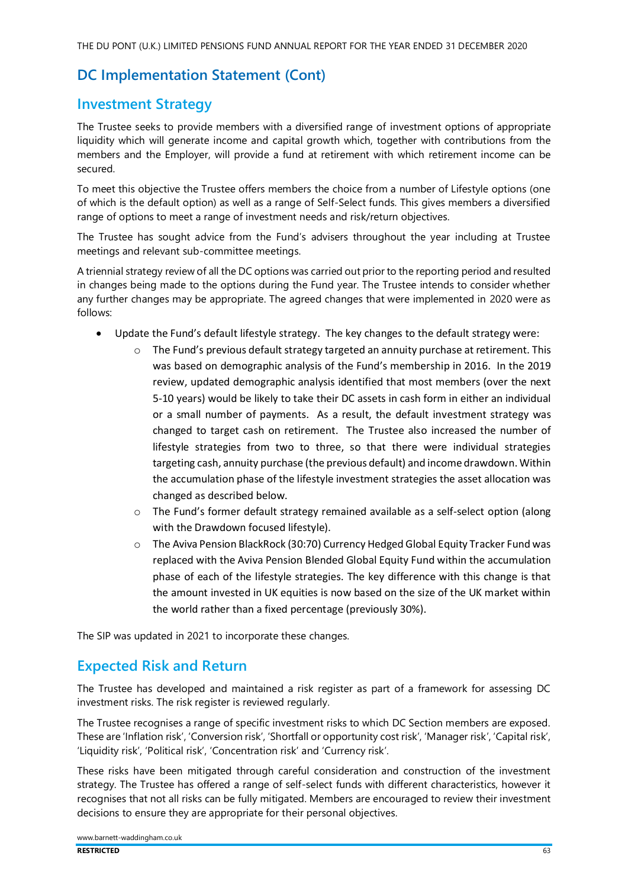## DC Implementation Statement (Cont)

## Investment Strategy

The Trustee seeks to provide members with a diversified range of investment options of appropriate liquidity which will generate income and capital growth which, together with contributions from the members and the Employer, will provide a fund at retirement with which retirement income can be secured.

To meet this objective the Trustee offers members the choice from a number of Lifestyle options (one of which is the default option) as well as a range of Self-Select funds. This gives members a diversified range of options to meet a range of investment needs and risk/return objectives.

The Trustee has sought advice from the Fund's advisers throughout the year including at Trustee meetings and relevant sub-committee meetings.

A triennial strategy review of all the DC options was carried out prior to the reporting period and resulted in changes being made to the options during the Fund year. The Trustee intends to consider whether any further changes may be appropriate. The agreed changes that were implemented in 2020 were as follows:

- Update the Fund's default lifestyle strategy. The key changes to the default strategy were:
  - The Fund's previous default strategy targeted an annuity purchase at retirement. This was based on demographic analysis of the Fund's membership in 2016. In the 2019 review, updated demographic analysis identified that most members (over the next 5-10 years) would be likely to take their DC assets in cash form in either an individual or a small number of payments. As a result, the default investment strategy was changed to target cash on retirement. The Trustee also increased the number of lifestyle strategies from two to three, so that there were individual strategies targeting cash, annuity purchase (the previous default) and income drawdown. Within the accumulation phase of the lifestyle investment strategies the asset allocation was changed as described below.
  - The Fund's former default strategy remained available as a self-select option (along with the Drawdown focused lifestyle).
  - The Aviva Pension BlackRock (30:70) Currency Hedged Global Equity Tracker Fund was replaced with the Aviva Pension Blended Global Equity Fund within the accumulation phase of each of the lifestyle strategies. The key difference with this change is that the amount invested in UK equities is now based on the size of the UK market within the world rather than a fixed percentage (previously 30%).

The SIP was updated in 2021 to incorporate these changes.

## Expected Risk and Return

The Trustee has developed and maintained a risk register as part of a framework for assessing DC investment risks. The risk register is reviewed regularly.

The Trustee recognises a range of specific investment risks to which DC Section members are exposed. These are 'Inflation risk', 'Conversion risk', 'Shortfall or opportunity cost risk', 'Manager risk', 'Capital risk', 'Liquidity risk', 'Political risk', 'Concentration risk' and 'Currency risk'.

These risks have been mitigated through careful consideration and construction of the investment strategy. The Trustee has offered a range of self-select funds with different characteristics, however it recognises that not all risks can be fully mitigated. Members are encouraged to review their investment decisions to ensure they are appropriate for their personal objectives.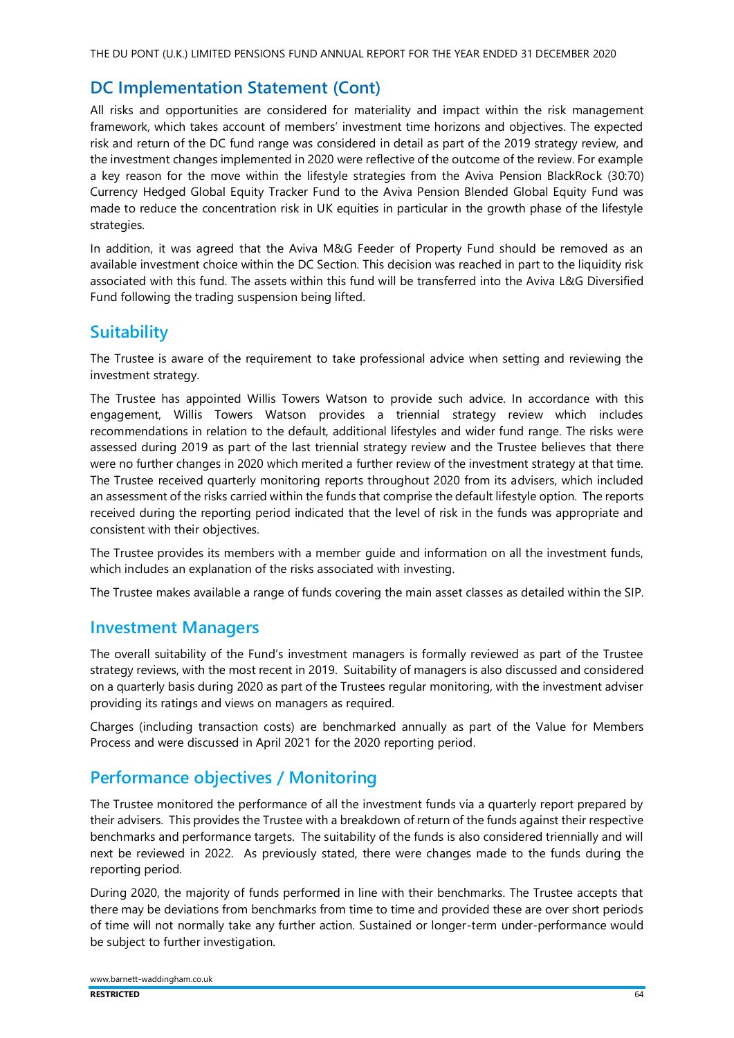## DC Implementation Statement (Cont)

All risks and opportunities are considered for materiality and impact within the risk management framework, which takes account of members' investment time horizons and objectives. The expected risk and return of the DC fund range was considered in detail as part of the 2019 strategy review, and the investment changes implemented in 2020 were reflective of the outcome of the review. For example a key reason for the move within the lifestyle strategies from the Aviva Pension BlackRock (30:70) Currency Hedged Global Equity Tracker Fund to the Aviva Pension Blended Global Equity Fund was made to reduce the concentration risk in UK equities in particular in the growth phase of the lifestyle strategies.

In addition, it was agreed that the Aviva M&G Feeder of Property Fund should be removed as an available investment choice within the DC Section. This decision was reached in part to the liquidity risk associated with this fund. The assets within this fund will be transferred into the Aviva L&G Diversified Fund following the trading suspension being lifted.

## Suitability

The Trustee is aware of the requirement to take professional advice when setting and reviewing the investment strategy.

The Trustee has appointed Willis Towers Watson to provide such advice. In accordance with this engagement, Willis Towers Watson provides a triennial strategy review which includes recommendations in relation to the default, additional lifestyles and wider fund range. The risks were assessed during 2019 as part of the last triennial strategy review and the Trustee believes that there were no further changes in 2020 which merited a further review of the investment strategy at that time. The Trustee received quarterly monitoring reports throughout 2020 from its advisers, which included an assessment of the risks carried within the funds that comprise the default lifestyle option. The reports received during the reporting period indicated that the level of risk in the funds was appropriate and consistent with their objectives.

The Trustee provides its members with a member guide and information on all the investment funds, which includes an explanation of the risks associated with investing.

The Trustee makes available a range of funds covering the main asset classes as detailed within the SIP.

## Investment Managers

The overall suitability of the Fund's investment managers is formally reviewed as part of the Trustee strategy reviews, with the most recent in 2019. Suitability of managers is also discussed and considered on a quarterly basis during 2020 as part of the Trustees regular monitoring, with the investment adviser providing its ratings and views on managers as required.

Charges (including transaction costs) are benchmarked annually as part of the Value for Members Process and were discussed in April 2021 for the 2020 reporting period.

## Performance objectives / Monitoring

The Trustee monitored the performance of all the investment funds via a quarterly report prepared by their advisers. This provides the Trustee with a breakdown of return of the funds against their respective benchmarks and performance targets. The suitability of the funds is also considered triennially and will next be reviewed in 2022. As previously stated, there were changes made to the funds during the reporting period.

During 2020, the majority of funds performed in line with their benchmarks. The Trustee accepts that there may be deviations from benchmarks from time to time and provided these are over short periods of time will not normally take any further action. Sustained or longer-term under-performance would be subject to further investigation.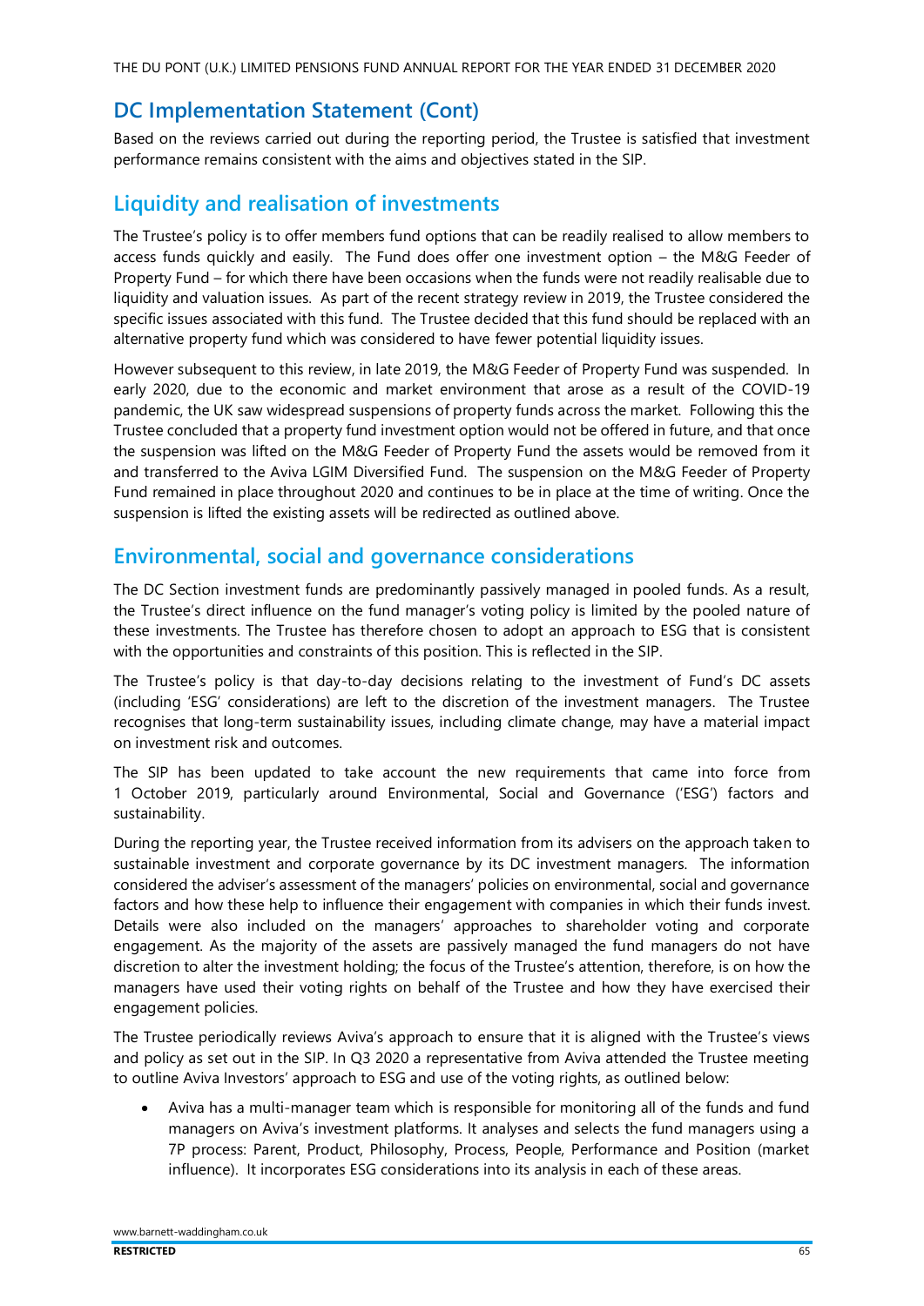## DC Implementation Statement (Cont)

Based on the reviews carried out during the reporting period, the Trustee is satisfied that investment performance remains consistent with the aims and objectives stated in the SIP.

## Liquidity and realisation of investments

The Trustee's policy is to offer members fund options that can be readily realised to allow members to access funds quickly and easily. The Fund does offer one investment option – the M&G Feeder of Property Fund – for which there have been occasions when the funds were not readily realisable due to liquidity and valuation issues. As part of the recent strategy review in 2019, the Trustee considered the specific issues associated with this fund. The Trustee decided that this fund should be replaced with an alternative property fund which was considered to have fewer potential liquidity issues.

However subsequent to this review, in late 2019, the M&G Feeder of Property Fund was suspended. In early 2020, due to the economic and market environment that arose as a result of the COVID-19 pandemic, the UK saw widespread suspensions of property funds across the market. Following this the Trustee concluded that a property fund investment option would not be offered in future, and that once the suspension was lifted on the M&G Feeder of Property Fund the assets would be removed from it and transferred to the Aviva LGIM Diversified Fund. The suspension on the M&G Feeder of Property Fund remained in place throughout 2020 and continues to be in place at the time of writing. Once the suspension is lifted the existing assets will be redirected as outlined above.

## Environmental, social and governance considerations

The DC Section investment funds are predominantly passively managed in pooled funds. As a result, the Trustee's direct influence on the fund manager's voting policy is limited by the pooled nature of these investments. The Trustee has therefore chosen to adopt an approach to ESG that is consistent with the opportunities and constraints of this position. This is reflected in the SIP.

The Trustee's policy is that day-to-day decisions relating to the investment of Fund's DC assets (including 'ESG' considerations) are left to the discretion of the investment managers. The Trustee recognises that long-term sustainability issues, including climate change, may have a material impact on investment risk and outcomes.

The SIP has been updated to take account the new requirements that came into force from 1 October 2019, particularly around Environmental, Social and Governance ('ESG') factors and sustainability.

During the reporting year, the Trustee received information from its advisers on the approach taken to sustainable investment and corporate governance by its DC investment managers. The information considered the adviser's assessment of the managers' policies on environmental, social and governance factors and how these help to influence their engagement with companies in which their funds invest. Details were also included on the managers' approaches to shareholder voting and corporate engagement. As the majority of the assets are passively managed the fund managers do not have discretion to alter the investment holding; the focus of the Trustee's attention, therefore, is on how the managers have used their voting rights on behalf of the Trustee and how they have exercised their engagement policies.

The Trustee periodically reviews Aviva's approach to ensure that it is aligned with the Trustee's views and policy as set out in the SIP. In Q3 2020 a representative from Aviva attended the Trustee meeting to outline Aviva Investors' approach to ESG and use of the voting rights, as outlined below:

- Aviva has a multi-manager team which is responsible for monitoring all of the funds and fund managers on Aviva's investment platforms. It analyses and selects the fund managers using a 7P process: Parent, Product, Philosophy, Process, People, Performance and Position (market influence). It incorporates ESG considerations into its analysis in each of these areas.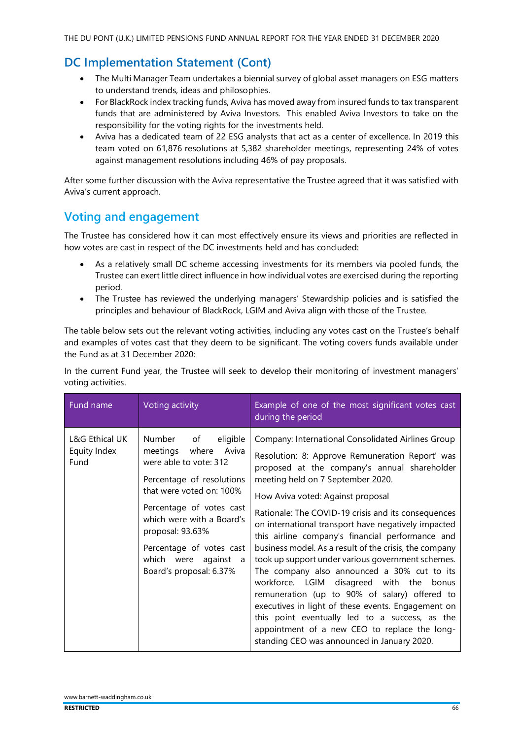## DC Implementation Statement (Cont)

- The Multi Manager Team undertakes a biennial survey of global asset managers on ESG matters to understand trends, ideas and philosophies.
- For BlackRock index tracking funds, Aviva has moved away from insured funds to tax transparent funds that are administered by Aviva Investors. This enabled Aviva Investors to take on the responsibility for the voting rights for the investments held.
- Aviva has a dedicated team of 22 ESG analysts that act as a center of excellence. In 2019 this team voted on 61,876 resolutions at 5,382 shareholder meetings, representing 24% of votes against management resolutions including 46% of pay proposals.

After some further discussion with the Aviva representative the Trustee agreed that it was satisfied with Aviva's current approach.

## Voting and engagement

The Trustee has considered how it can most effectively ensure its views and priorities are reflected in how votes are cast in respect of the DC investments held and has concluded:

- As a relatively small DC scheme accessing investments for its members via pooled funds, the Trustee can exert little direct influence in how individual votes are exercised during the reporting period.
- The Trustee has reviewed the underlying managers' Stewardship policies and is satisfied the principles and behaviour of BlackRock, LGIM and Aviva align with those of the Trustee.

The table below sets out the relevant voting activities, including any votes cast on the Trustee's behalf and examples of votes cast that they deem to be significant. The voting covers funds available under the Fund as at 31 December 2020:

In the current Fund year, the Trustee will seek to develop their monitoring of investment managers' voting activities.

| Fund name | Voting activity | Example of one of the most significant votes cast during the period |
|---|---|---|
| L&G Ethical UK Equity Index Fund | Number of eligible meetings where Aviva were able to vote: 312<br><br>Percentage of resolutions that were voted on: 100%<br><br>Percentage of votes cast which were with a Board's proposal: 93.63%<br><br>Percentage of votes cast which were against a Board's proposal: 6.37% | Company: International Consolidated Airlines Group<br><br>Resolution: 8: Approve Remuneration Report' was proposed at the company's annual shareholder meeting held on 7 September 2020.<br><br>How Aviva voted: Against proposal<br><br>Rationale: The COVID-19 crisis and its consequences on international transport have negatively impacted this airline company's financial performance and business model. As a result of the crisis, the company took up support under various government schemes. The company also announced a 30% cut to its workforce. LGIM disagreed with the bonus remuneration (up to 90% of salary) offered to executives in light of these events. Engagement on this point eventually led to a success, as the appointment of a new CEO to replace the long-standing CEO was announced in January 2020. |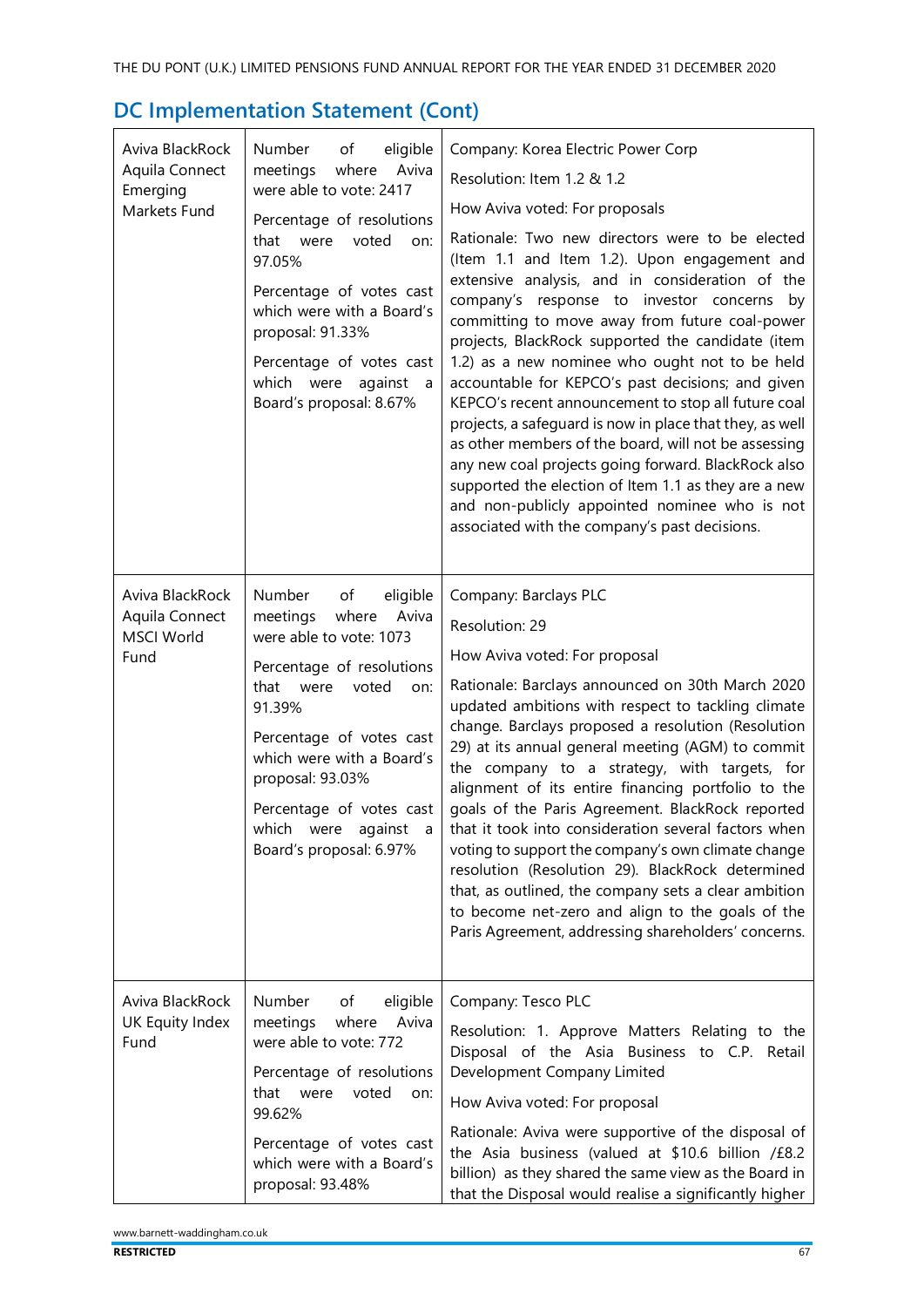## DC Implementation Statement (Cont)

| | | |
|---|---|---|
| Aviva BlackRock Aquila Connect Emerging Markets Fund | Number of eligible meetings where Aviva were able to vote: 2417<br><br>Percentage of resolutions that were voted on: 97.05%<br><br>Percentage of votes cast which were with a Board's proposal: 91.33%<br><br>Percentage of votes cast which were against a Board's proposal: 8.67% | Company: Korea Electric Power Corp<br><br>Resolution: Item 1.2 & 1.2<br><br>How Aviva voted: For proposals<br><br>Rationale: Two new directors were to be elected (Item 1.1 and Item 1.2). Upon engagement and extensive analysis, and in consideration of the company's response to investor concerns by committing to move away from future coal-power projects, BlackRock supported the candidate (item 1.2) as a new nominee who ought not to be held accountable for KEPCO's past decisions; and given KEPCO's recent announcement to stop all future coal projects, a safeguard is now in place that they, as well as other members of the board, will not be assessing any new coal projects going forward. BlackRock also supported the election of Item 1.1 as they are a new and non-publicly appointed nominee who is not associated with the company's past decisions. |
| Aviva BlackRock Aquila Connect MSCI World Fund | Number of eligible meetings where Aviva were able to vote: 1073<br><br>Percentage of resolutions that were voted on: 91.39%<br><br>Percentage of votes cast which were with a Board's proposal: 93.03%<br><br>Percentage of votes cast which were against a Board's proposal: 6.97% | Company: Barclays PLC<br><br>Resolution: 29<br><br>How Aviva voted: For proposal<br><br>Rationale: Barclays announced on 30th March 2020 updated ambitions with respect to tackling climate change. Barclays proposed a resolution (Resolution 29) at its annual general meeting (AGM) to commit the company to a strategy, with targets, for alignment of its entire financing portfolio to the goals of the Paris Agreement. BlackRock reported that it took into consideration several factors when voting to support the company's own climate change resolution (Resolution 29). BlackRock determined that, as outlined, the company sets a clear ambition to become net-zero and align to the goals of the Paris Agreement, addressing shareholders' concerns. |
| Aviva BlackRock UK Equity Index Fund | Number of eligible meetings where Aviva were able to vote: 772<br><br>Percentage of resolutions that were voted on: 99.62%<br><br>Percentage of votes cast which were with a Board's proposal: 93.48% | Company: Tesco PLC<br><br>Resolution: 1. Approve Matters Relating to the Disposal of the Asia Business to C.P. Retail Development Company Limited<br><br>How Aviva voted: For proposal<br><br>Rationale: Aviva were supportive of the disposal of the Asia business (valued at $10.6 billion /£8.2 billion) as they shared the same view as the Board in that the Disposal would realise a significantly higher |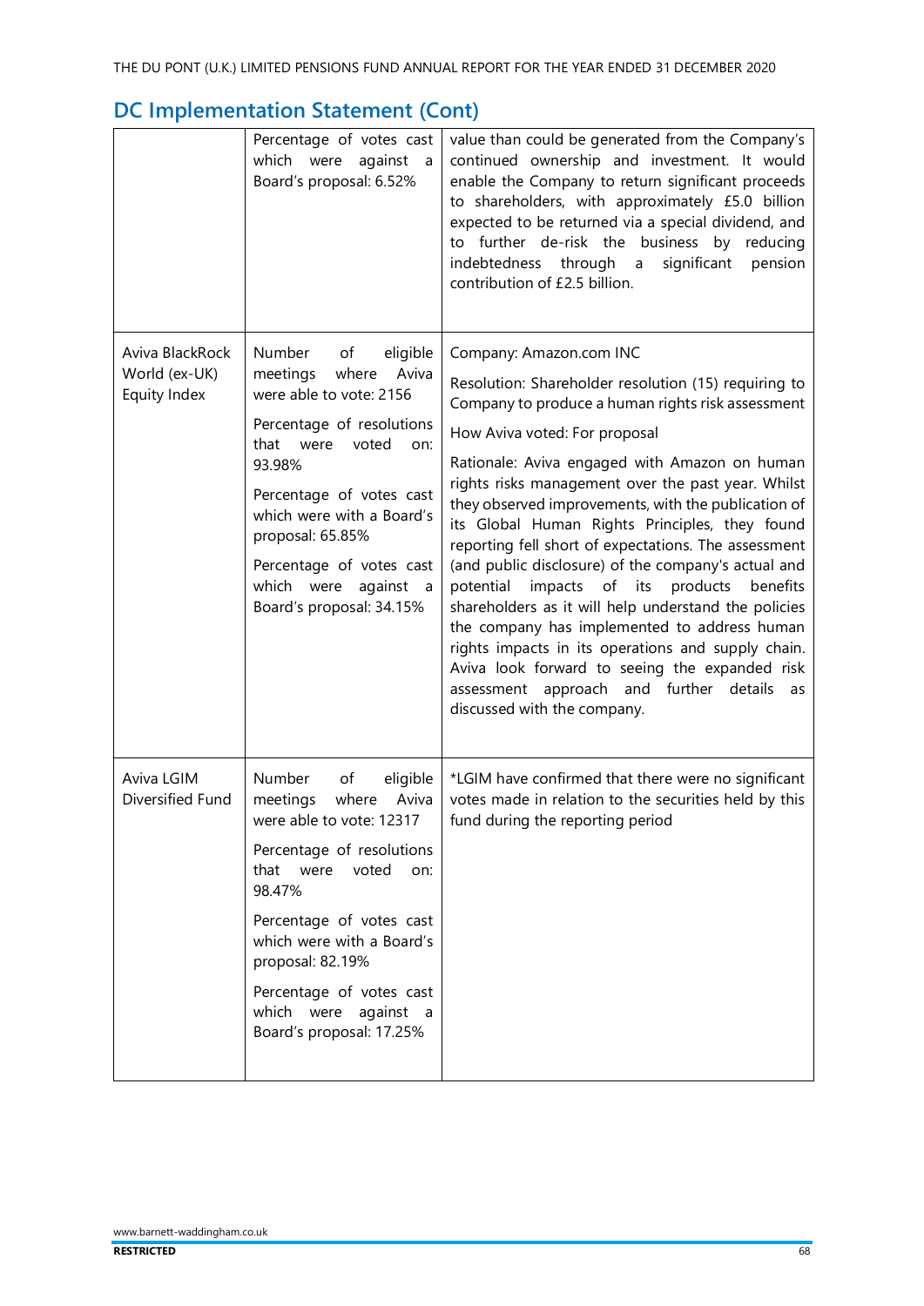## DC Implementation Statement (Cont)

| | | |
|---|---|---|
| | Percentage of votes cast which were against a Board's proposal: 6.52% | value than could be generated from the Company's continued ownership and investment. It would enable the Company to return significant proceeds to shareholders, with approximately £5.0 billion expected to be returned via a special dividend, and to further de-risk the business by reducing indebtedness through a significant pension contribution of £2.5 billion. |
| Aviva BlackRock World (ex-UK) Equity Index | Number of eligible meetings where Aviva were able to vote: 2156<br><br>Percentage of resolutions that were voted on: 93.98%<br><br>Percentage of votes cast which were with a Board's proposal: 65.85%<br><br>Percentage of votes cast which were against a Board's proposal: 34.15% | Company: Amazon.com INC<br><br>Resolution: Shareholder resolution (15) requiring to Company to produce a human rights risk assessment<br><br>How Aviva voted: For proposal<br><br>Rationale: Aviva engaged with Amazon on human rights risks management over the past year. Whilst they observed improvements, with the publication of its Global Human Rights Principles, they found reporting fell short of expectations. The assessment (and public disclosure) of the company's actual and potential impacts of its products benefits shareholders as it will help understand the policies the company has implemented to address human rights impacts in its operations and supply chain. Aviva look forward to seeing the expanded risk assessment approach and further details as discussed with the company. |
| Aviva LGIM Diversified Fund | Number of eligible meetings where Aviva were able to vote: 12317<br><br>Percentage of resolutions that were voted on: 98.47%<br><br>Percentage of votes cast which were with a Board's proposal: 82.19%<br><br>Percentage of votes cast which were against a Board's proposal: 17.25% | *LGIM have confirmed that there were no significant votes made in relation to the securities held by this fund during the reporting period |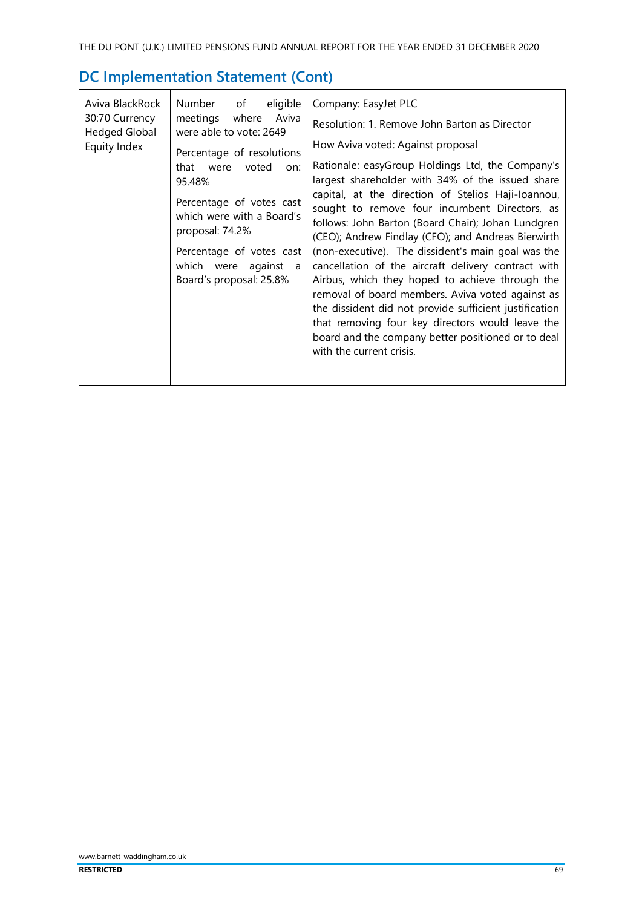## DC Implementation Statement (Cont)

| | | |
|---|---|---|
| Aviva BlackRock 30:70 Currency Hedged Global Equity Index | Number of eligible meetings where Aviva were able to vote: 2649<br><br>Percentage of resolutions that were voted on: 95.48%<br><br>Percentage of votes cast which were with a Board's proposal: 74.2%<br><br>Percentage of votes cast which were against a Board's proposal: 25.8% | Company: EasyJet PLC<br><br>Resolution: 1. Remove John Barton as Director<br><br>How Aviva voted: Against proposal<br><br>Rationale: easyGroup Holdings Ltd, the Company's largest shareholder with 34% of the issued share capital, at the direction of Stelios Haji-Ioannou, sought to remove four incumbent Directors, as follows: John Barton (Board Chair); Johan Lundgren (CEO); Andrew Findlay (CFO); and Andreas Bierwirth (non-executive). The dissident's main goal was the cancellation of the aircraft delivery contract with Airbus, which they hoped to achieve through the removal of board members. Aviva voted against as the dissident did not provide sufficient justification that removing four key directors would leave the board and the company better positioned or to deal with the current crisis. |